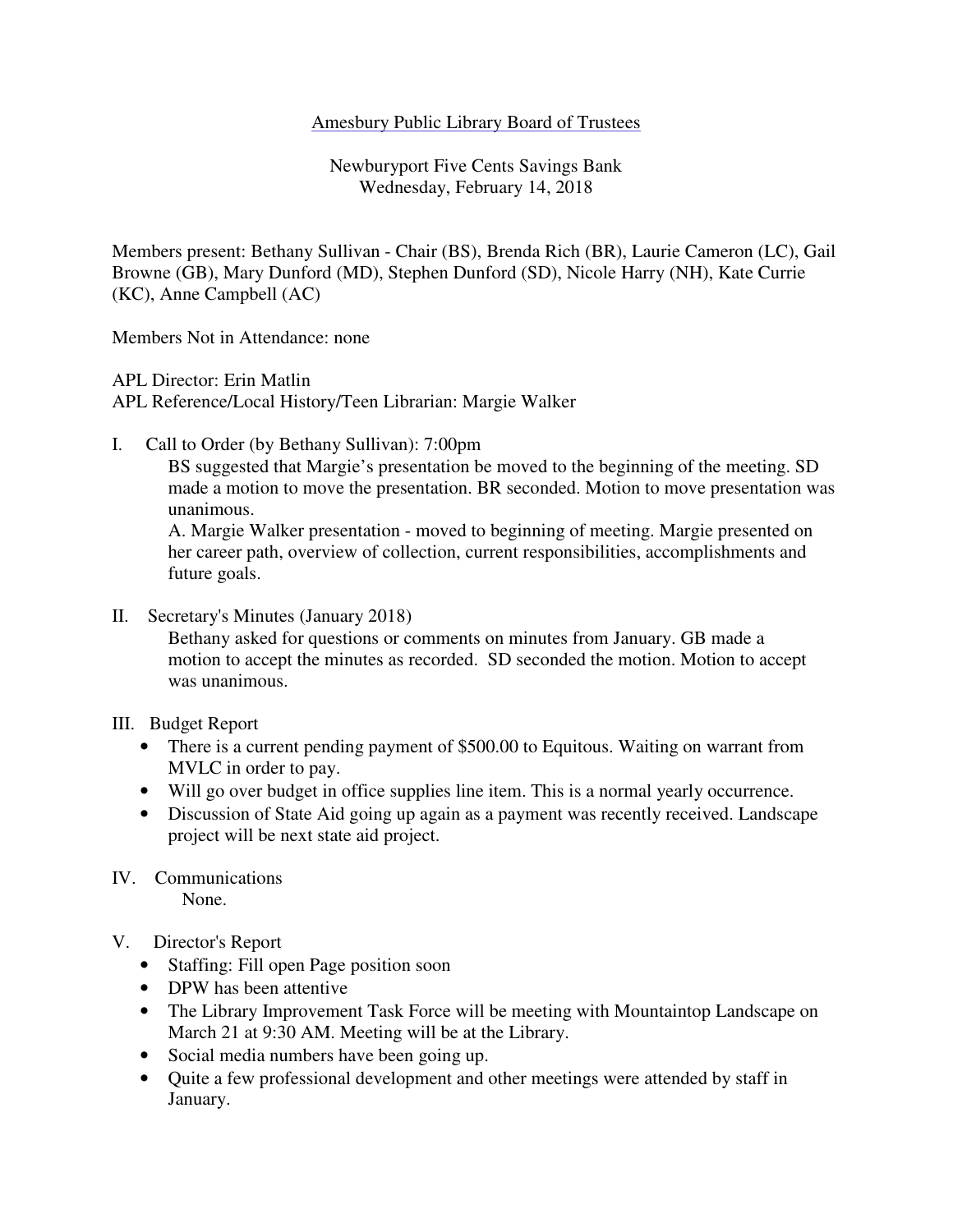Amesbury Public Library Board of Trustees

Newburyport Five Cents Savings Bank
Wednesday, February 14, 2018

Members present: Bethany Sullivan - Chair (BS), Brenda Rich (BR), Laurie Cameron (LC), Gail Browne (GB), Mary Dunford (MD), Stephen Dunford (SD), Nicole Harry (NH), Kate Currie (KC), Anne Campbell (AC)

Members Not in Attendance: none

APL Director: Erin Matlin
APL Reference/Local History/Teen Librarian: Margie Walker

I. Call to Order (by Bethany Sullivan): 7:00pm

BS suggested that Margie's presentation be moved to the beginning of the meeting. SD made a motion to move the presentation. BR seconded. Motion to move presentation was unanimous.

A. Margie Walker presentation - moved to beginning of meeting. Margie presented on her career path, overview of collection, current responsibilities, accomplishments and future goals.

II. Secretary's Minutes (January 2018)

Bethany asked for questions or comments on minutes from January. GB made a motion to accept the minutes as recorded. SD seconded the motion. Motion to accept was unanimous.

III. Budget Report

- There is a current pending payment of $500.00 to Equitous. Waiting on warrant from MVLC in order to pay.
- Will go over budget in office supplies line item. This is a normal yearly occurrence.
- Discussion of State Aid going up again as a payment was recently received. Landscape project will be next state aid project.

IV. Communications

None.

V. Director's Report

- Staffing: Fill open Page position soon
- DPW has been attentive
- The Library Improvement Task Force will be meeting with Mountaintop Landscape on March 21 at 9:30 AM. Meeting will be at the Library.
- Social media numbers have been going up.
- Quite a few professional development and other meetings were attended by staff in January.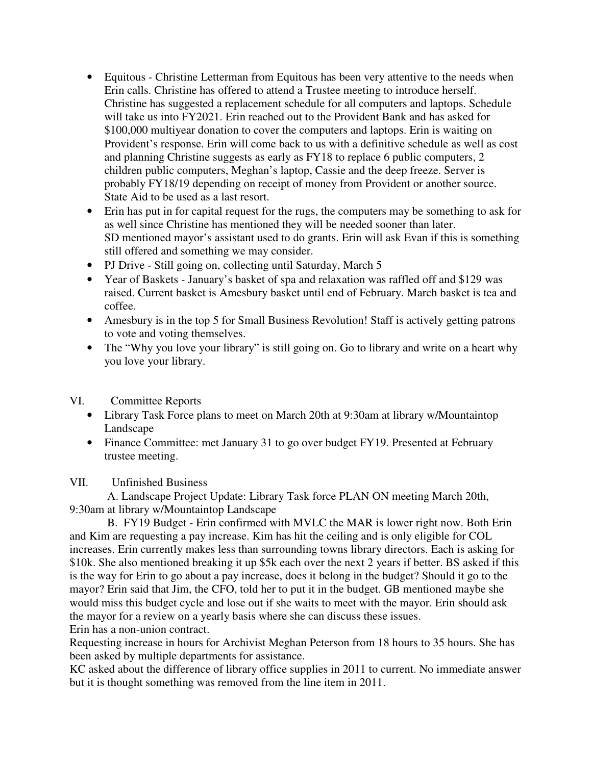- Equitous - Christine Letterman from Equitous has been very attentive to the needs when Erin calls. Christine has offered to attend a Trustee meeting to introduce herself. Christine has suggested a replacement schedule for all computers and laptops. Schedule will take us into FY2021. Erin reached out to the Provident Bank and has asked for $100,000 multiyear donation to cover the computers and laptops. Erin is waiting on Provident's response. Erin will come back to us with a definitive schedule as well as cost and planning Christine suggests as early as FY18 to replace 6 public computers, 2 children public computers, Meghan's laptop, Cassie and the deep freeze. Server is probably FY18/19 depending on receipt of money from Provident or another source. State Aid to be used as a last resort.
- Erin has put in for capital request for the rugs, the computers may be something to ask for as well since Christine has mentioned they will be needed sooner than later. SD mentioned mayor's assistant used to do grants. Erin will ask Evan if this is something still offered and something we may consider.
- PJ Drive - Still going on, collecting until Saturday, March 5
- Year of Baskets - January's basket of spa and relaxation was raffled off and $129 was raised. Current basket is Amesbury basket until end of February. March basket is tea and coffee.
- Amesbury is in the top 5 for Small Business Revolution! Staff is actively getting patrons to vote and voting themselves.
- The "Why you love your library" is still going on. Go to library and write on a heart why you love your library.

VI. Committee Reports

- Library Task Force plans to meet on March 20th at 9:30am at library w/Mountaintop Landscape
- Finance Committee: met January 31 to go over budget FY19. Presented at February trustee meeting.

VII. Unfinished Business

A. Landscape Project Update: Library Task force PLAN ON meeting March 20th, 9:30am at library w/Mountaintop Landscape

B. FY19 Budget - Erin confirmed with MVLC the MAR is lower right now. Both Erin and Kim are requesting a pay increase. Kim has hit the ceiling and is only eligible for COL increases. Erin currently makes less than surrounding towns library directors. Each is asking for $10k. She also mentioned breaking it up $5k each over the next 2 years if better. BS asked if this is the way for Erin to go about a pay increase, does it belong in the budget? Should it go to the mayor? Erin said that Jim, the CFO, told her to put it in the budget. GB mentioned maybe she would miss this budget cycle and lose out if she waits to meet with the mayor. Erin should ask the mayor for a review on a yearly basis where she can discuss these issues.

Erin has a non-union contract.

Requesting increase in hours for Archivist Meghan Peterson from 18 hours to 35 hours. She has been asked by multiple departments for assistance.

KC asked about the difference of library office supplies in 2011 to current. No immediate answer but it is thought something was removed from the line item in 2011.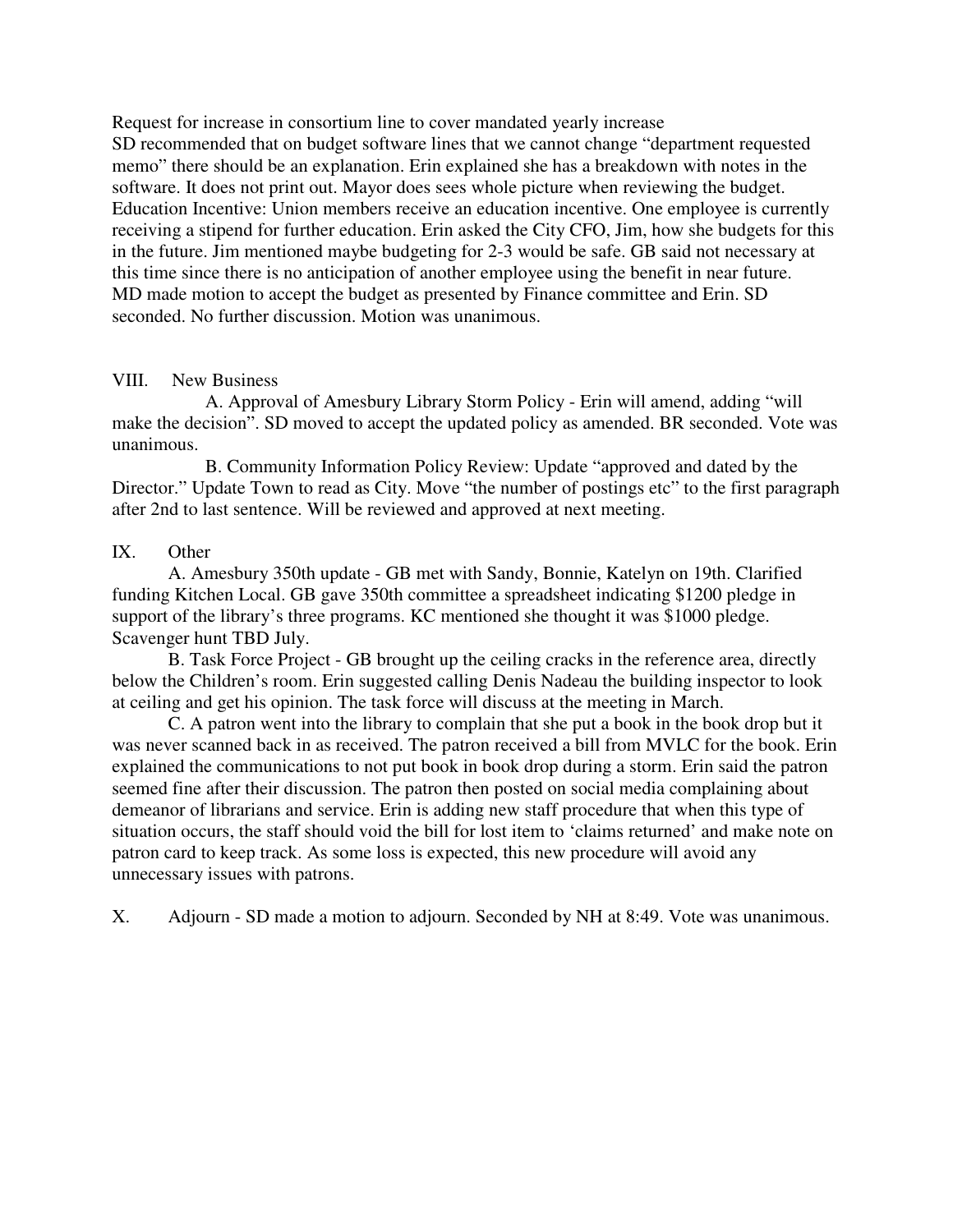Request for increase in consortium line to cover mandated yearly increase
SD recommended that on budget software lines that we cannot change "department requested memo" there should be an explanation. Erin explained she has a breakdown with notes in the software. It does not print out. Mayor does sees whole picture when reviewing the budget.
Education Incentive: Union members receive an education incentive. One employee is currently receiving a stipend for further education. Erin asked the City CFO, Jim, how she budgets for this in the future. Jim mentioned maybe budgeting for 2-3 would be safe. GB said not necessary at this time since there is no anticipation of another employee using the benefit in near future.
MD made motion to accept the budget as presented by Finance committee and Erin. SD seconded. No further discussion. Motion was unanimous.

VIII. New Business

A. Approval of Amesbury Library Storm Policy - Erin will amend, adding "will make the decision". SD moved to accept the updated policy as amended. BR seconded. Vote was unanimous.

B. Community Information Policy Review: Update "approved and dated by the Director." Update Town to read as City. Move "the number of postings etc" to the first paragraph after 2nd to last sentence. Will be reviewed and approved at next meeting.

IX. Other

A. Amesbury 350th update - GB met with Sandy, Bonnie, Katelyn on 19th. Clarified funding Kitchen Local. GB gave 350th committee a spreadsheet indicating $1200 pledge in support of the library's three programs. KC mentioned she thought it was $1000 pledge. Scavenger hunt TBD July.

B. Task Force Project - GB brought up the ceiling cracks in the reference area, directly below the Children's room. Erin suggested calling Denis Nadeau the building inspector to look at ceiling and get his opinion. The task force will discuss at the meeting in March.

C. A patron went into the library to complain that she put a book in the book drop but it was never scanned back in as received. The patron received a bill from MVLC for the book. Erin explained the communications to not put book in book drop during a storm. Erin said the patron seemed fine after their discussion. The patron then posted on social media complaining about demeanor of librarians and service. Erin is adding new staff procedure that when this type of situation occurs, the staff should void the bill for lost item to 'claims returned' and make note on patron card to keep track. As some loss is expected, this new procedure will avoid any unnecessary issues with patrons.

X. Adjourn - SD made a motion to adjourn. Seconded by NH at 8:49. Vote was unanimous.